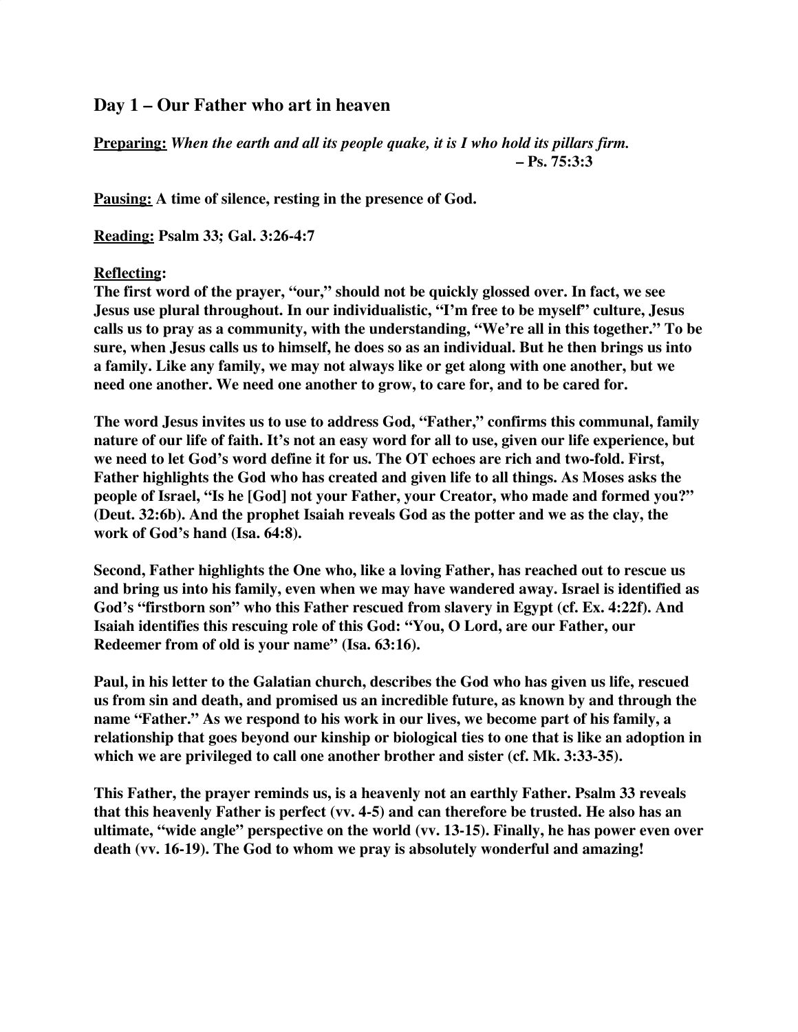## Day 1 – Our Father who art in heaven

**Preparing:** ***When the earth and all its people quake, it is I who hold its pillars firm.***
**– Ps. 75:3:3**

**Pausing: A time of silence, resting in the presence of God.**

**Reading: Psalm 33; Gal. 3:26-4:7**

**Reflecting:**
**The first word of the prayer, "our," should not be quickly glossed over. In fact, we see Jesus use plural throughout. In our individualistic, "I'm free to be myself" culture, Jesus calls us to pray as a community, with the understanding, "We're all in this together." To be sure, when Jesus calls us to himself, he does so as an individual. But he then brings us into a family. Like any family, we may not always like or get along with one another, but we need one another. We need one another to grow, to care for, and to be cared for.**

**The word Jesus invites us to use to address God, "Father," confirms this communal, family nature of our life of faith. It's not an easy word for all to use, given our life experience, but we need to let God's word define it for us. The OT echoes are rich and two-fold. First, Father highlights the God who has created and given life to all things. As Moses asks the people of Israel, "Is he [God] not your Father, your Creator, who made and formed you?" (Deut. 32:6b). And the prophet Isaiah reveals God as the potter and we as the clay, the work of God's hand (Isa. 64:8).**

**Second, Father highlights the One who, like a loving Father, has reached out to rescue us and bring us into his family, even when we may have wandered away. Israel is identified as God's "firstborn son" who this Father rescued from slavery in Egypt (cf. Ex. 4:22f). And Isaiah identifies this rescuing role of this God: "You, O Lord, are our Father, our Redeemer from of old is your name" (Isa. 63:16).**

**Paul, in his letter to the Galatian church, describes the God who has given us life, rescued us from sin and death, and promised us an incredible future, as known by and through the name "Father." As we respond to his work in our lives, we become part of his family, a relationship that goes beyond our kinship or biological ties to one that is like an adoption in which we are privileged to call one another brother and sister (cf. Mk. 3:33-35).**

**This Father, the prayer reminds us, is a heavenly not an earthly Father. Psalm 33 reveals that this heavenly Father is perfect (vv. 4-5) and can therefore be trusted. He also has an ultimate, "wide angle" perspective on the world (vv. 13-15). Finally, he has power even over death (vv. 16-19). The God to whom we pray is absolutely wonderful and amazing!**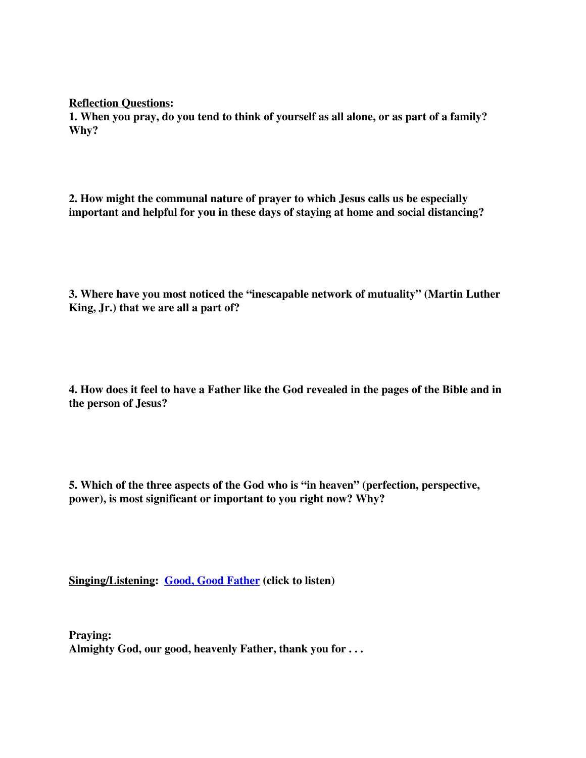**<u>Reflection Questions</u>:**

**1. When you pray, do you tend to think of yourself as all alone, or as part of a family? Why?**

**2. How might the communal nature of prayer to which Jesus calls us be especially important and helpful for you in these days of staying at home and social distancing?**

**3. Where have you most noticed the "inescapable network of mutuality" (Martin Luther King, Jr.) that we are all a part of?**

**4. How does it feel to have a Father like the God revealed in the pages of the Bible and in the person of Jesus?**

**5. Which of the three aspects of the God who is "in heaven" (perfection, perspective, power), is most significant or important to you right now? Why?**

**<u>Singing/Listening</u>: <u>Good, Good Father</u> (click to listen)**

**<u>Praying</u>:**
**Almighty God, our good, heavenly Father, thank you for . . .**